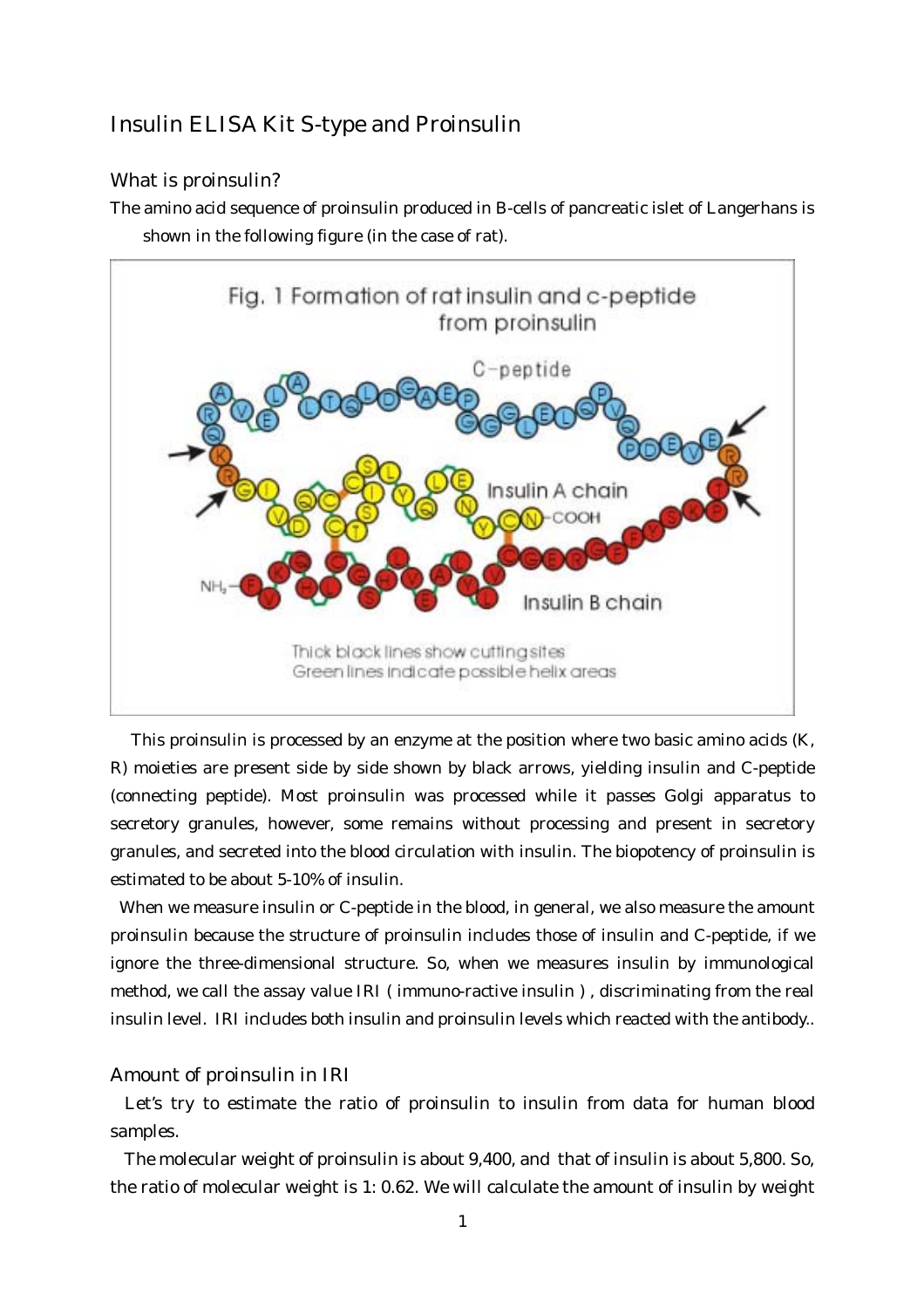# Insulin ELISA Kit S-type and Proinsulin

## What is proinsulin?

The amino acid sequence of proinsulin produced in B-cells of pancreatic islet of Langerhans is shown in the following figure (in the case of rat).

Fig. 1 Formation of rat insulin and c-peptide from proinsulin

Thick black lines show cutting sites
Green lines indicate possible helix areas

This proinsulin is processed by an enzyme at the position where two basic amino acids (K, R) moieties are present side by side shown by black arrows, yielding insulin and C-peptide (connecting peptide). Most proinsulin was processed while it passes Golgi apparatus to secretory granules, however, some remains without processing and present in secretory granules, and secreted into the blood circulation with insulin. The biopotency of proinsulin is estimated to be about 5-10% of insulin.

When we measure insulin or C-peptide in the blood, in general, we also measure the amount proinsulin because the structure of proinsulin includes those of insulin and C-peptide, if we ignore the three-dimensional structure. So, when we measures insulin by immunological method, we call the assay value IRI ( immuno-ractive insulin ) , discriminating from the real insulin level. IRI includes both insulin and proinsulin levels which reacted with the antibody..

## Amount of proinsulin in IRI

Let's try to estimate the ratio of proinsulin to insulin from data for human blood samples.

The molecular weight of proinsulin is about 9,400, and that of insulin is about 5,800. So, the ratio of molecular weight is 1: 0.62. We will calculate the amount of insulin by weight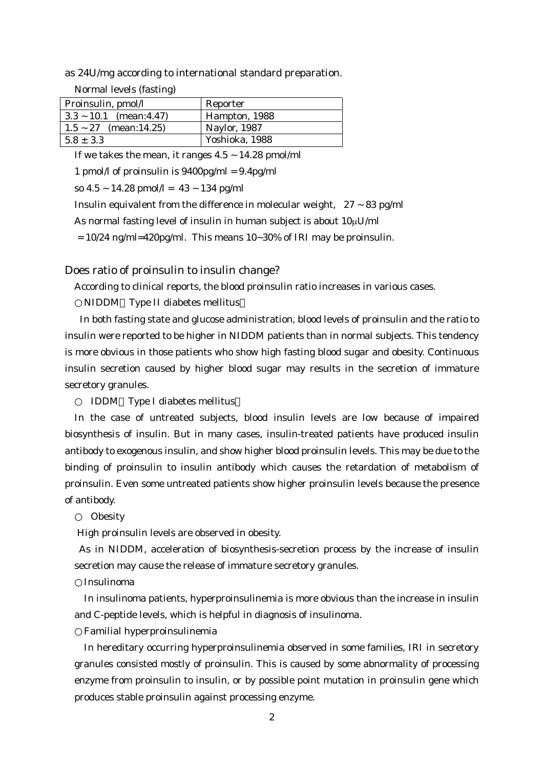as 24U/mg according to international standard preparation.

Normal levels (fasting)

| Proinsulin, pmol/l | Reporter |
|---|---|
| 3.3 ~ 10.1 (mean:4.47) | Hampton, 1988 |
| 1.5 ~ 27 (mean:14.25) | Naylor, 1987 |
| 5.8 ± 3.3 | Yoshioka, 1988 |

If we takes the mean, it ranges 4.5 ~ 14.28 pmol/ml

1 pmol/l of proinsulin is 9400pg/ml = 9.4pg/ml

so 4.5 ~ 14.28 pmol/l = 43 ~ 134 pg/ml

Insulin equivalent from the difference in molecular weight, 27 ~ 83 pg/ml

As normal fasting level of insulin in human subject is about 10μU/ml

= 10/24 ng/ml=420pg/ml. This means 10~30% of IRI may be proinsulin.

## Does ratio of proinsulin to insulin change?

According to clinical reports, the blood proinsulin ratio increases in various cases.

○ NIDDM（Type II diabetes mellitus）

In both fasting state and glucose administration, blood levels of proinsulin and the ratio to insulin were reported to be higher in NIDDM patients than in normal subjects. This tendency is more obvious in those patients who show high fasting blood sugar and obesity. Continuous insulin secretion caused by higher blood sugar may results in the secretion of immature secretory granules.

○ IDDM（Type I diabetes mellitus）

In the case of untreated subjects, blood insulin levels are low because of impaired biosynthesis of insulin. But in many cases, insulin-treated patients have produced insulin antibody to exogenous insulin, and show higher blood proinsulin levels. This may be due to the binding of proinsulin to insulin antibody which causes the retardation of metabolism of proinsulin. Even some untreated patients show higher proinsulin levels because the presence of antibody.

○ Obesity

High proinsulin levels are observed in obesity.

As in NIDDM, acceleration of biosynthesis-secretion process by the increase of insulin secretion may cause the release of immature secretory granules.

○ Insulinoma

In insulinoma patients, hyperproinsulinemia is more obvious than the increase in insulin and C-peptide levels, which is helpful in diagnosis of insulinoma.

○ Familial hyperproinsulinemia

In hereditary occurring hyperproinsulinemia observed in some families, IRI in secretory granules consisted mostly of proinsulin. This is caused by some abnormality of processing enzyme from proinsulin to insulin, or by possible point mutation in proinsulin gene which produces stable proinsulin against processing enzyme.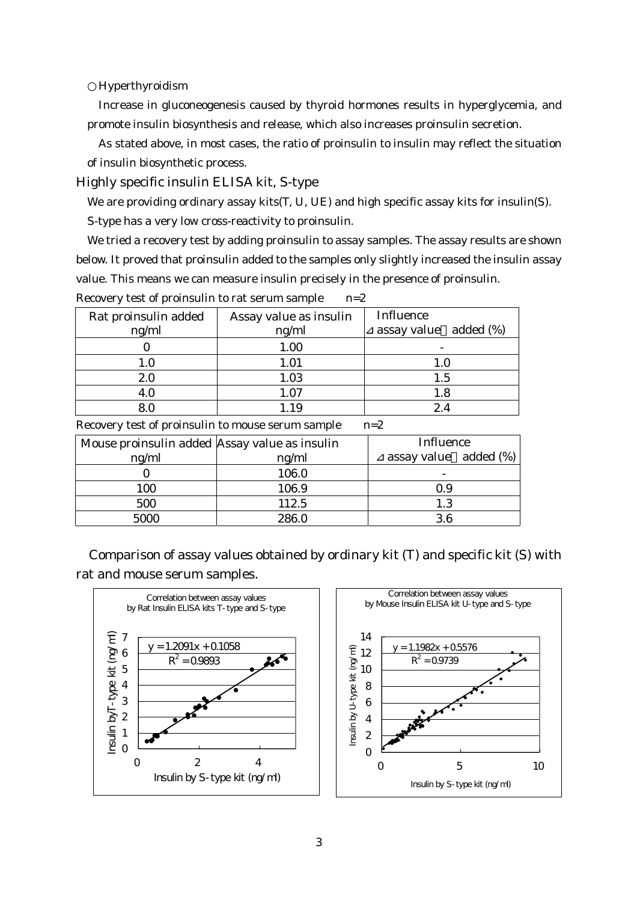○Hyperthyroidism

Increase in gluconeogenesis caused by thyroid hormones results in hyperglycemia, and promote insulin biosynthesis and release, which also increases proinsulin secretion.

As stated above, in most cases, the ratio of proinsulin to insulin may reflect the situation of insulin biosynthetic process.

## Highly specific insulin ELISA kit, S-type

We are providing ordinary assay kits(T, U, UE) and high specific assay kits for insulin(S).

S-type has a very low cross-reactivity to proinsulin.

We tried a recovery test by adding proinsulin to assay samples. The assay results are shown below. It proved that proinsulin added to the samples only slightly increased the insulin assay value. This means we can measure insulin precisely in the presence of proinsulin.

Recovery test of proinsulin to rat serum sample　n=2

| Rat proinsulin added ng/ml | Assay value as insulin ng/ml | Influence ⊿assay value／added (%) |
|---|---|---|
| 0 | 1.00 | - |
| 1.0 | 1.01 | 1.0 |
| 2.0 | 1.03 | 1.5 |
| 4.0 | 1.07 | 1.8 |
| 8.0 | 1.19 | 2.4 |

Recovery test of proinsulin to mouse serum sample　n=2

| Mouse proinsulin added ng/ml | Assay value as insulin ng/ml | Influence ⊿assay value／added (%) |
|---|---|---|
| 0 | 106.0 | - |
| 100 | 106.9 | 0.9 |
| 500 | 112.5 | 1.3 |
| 5000 | 286.0 | 3.6 |

Comparison of assay values obtained by ordinary kit (T) and specific kit (S) with rat and mouse serum samples.

Correlation between assay values by Rat Insulin ELISA kits T-type and S-type

$y = 1.2091x + 0.1058$, $R^2 = 0.9893$

Correlation between assay values by Mouse Insulin ELISA kit U-type and S-type

$y = 1.1982x + 0.5576$, $R^2 = 0.9739$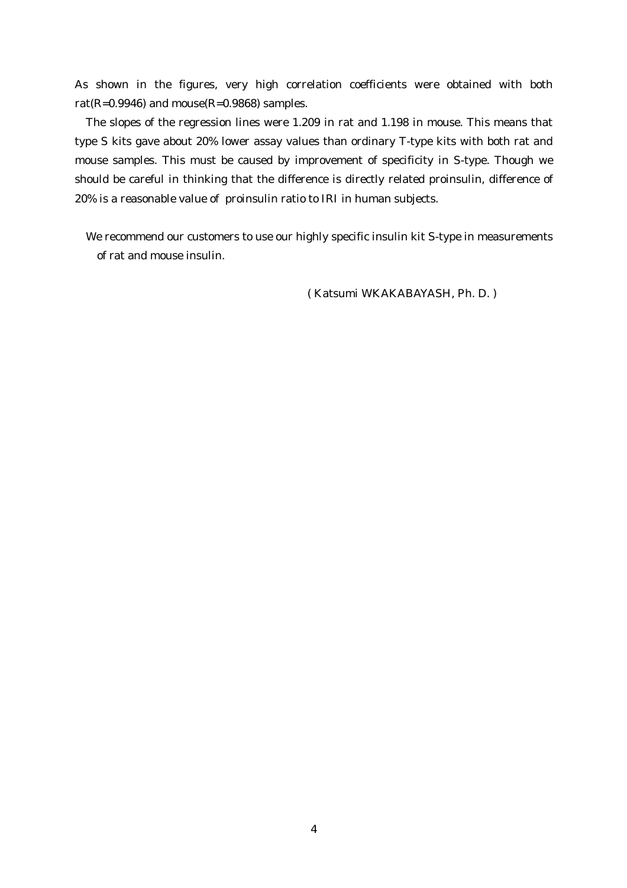As shown in the figures, very high correlation coefficients were obtained with both rat(R=0.9946) and mouse(R=0.9868) samples.

The slopes of the regression lines were 1.209 in rat and 1.198 in mouse. This means that type S kits gave about 20% lower assay values than ordinary T-type kits with both rat and mouse samples. This must be caused by improvement of specificity in S-type. Though we should be careful in thinking that the difference is directly related proinsulin, difference of 20% is a reasonable value of proinsulin ratio to IRI in human subjects.

We recommend our customers to use our highly specific insulin kit S-type in measurements of rat and mouse insulin.

( Katsumi WKAKABAYASH, Ph. D. )